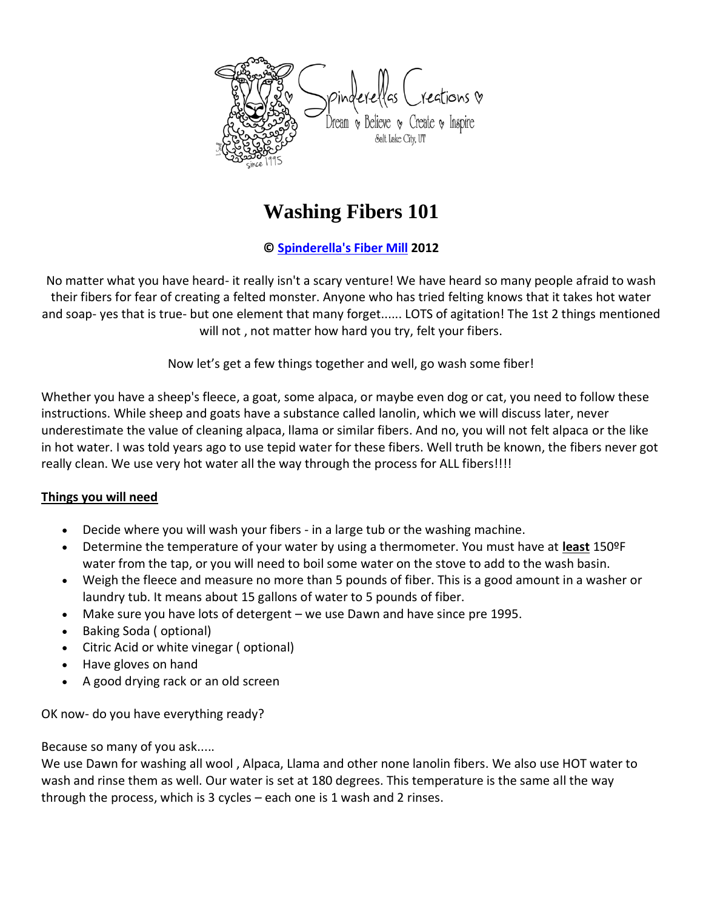Spinderellas Creations

Dream ♡ Believe ♡ Create ♡ Inspire

Salt Lake City, UT

# Washing Fibers 101

**© Spinderella's Fiber Mill 2012**

No matter what you have heard- it really isn't a scary venture! We have heard so many people afraid to wash their fibers for fear of creating a felted monster. Anyone who has tried felting knows that it takes hot water and soap- yes that is true- but one element that many forget...... LOTS of agitation! The 1st 2 things mentioned will not , not matter how hard you try, felt your fibers.

Now let's get a few things together and well, go wash some fiber!

Whether you have a sheep's fleece, a goat, some alpaca, or maybe even dog or cat, you need to follow these instructions. While sheep and goats have a substance called lanolin, which we will discuss later, never underestimate the value of cleaning alpaca, llama or similar fibers. And no, you will not felt alpaca or the like in hot water. I was told years ago to use tepid water for these fibers. Well truth be known, the fibers never got really clean. We use very hot water all the way through the process for ALL fibers!!!!

**Things you will need**

- Decide where you will wash your fibers - in a large tub or the washing machine.
- Determine the temperature of your water by using a thermometer. You must have at **least** 150ºF water from the tap, or you will need to boil some water on the stove to add to the wash basin.
- Weigh the fleece and measure no more than 5 pounds of fiber. This is a good amount in a washer or laundry tub. It means about 15 gallons of water to 5 pounds of fiber.
- Make sure you have lots of detergent – we use Dawn and have since pre 1995.
- Baking Soda ( optional)
- Citric Acid or white vinegar ( optional)
- Have gloves on hand
- A good drying rack or an old screen

OK now- do you have everything ready?

Because so many of you ask.....
We use Dawn for washing all wool , Alpaca, Llama and other none lanolin fibers. We also use HOT water to wash and rinse them as well. Our water is set at 180 degrees. This temperature is the same all the way through the process, which is 3 cycles – each one is 1 wash and 2 rinses.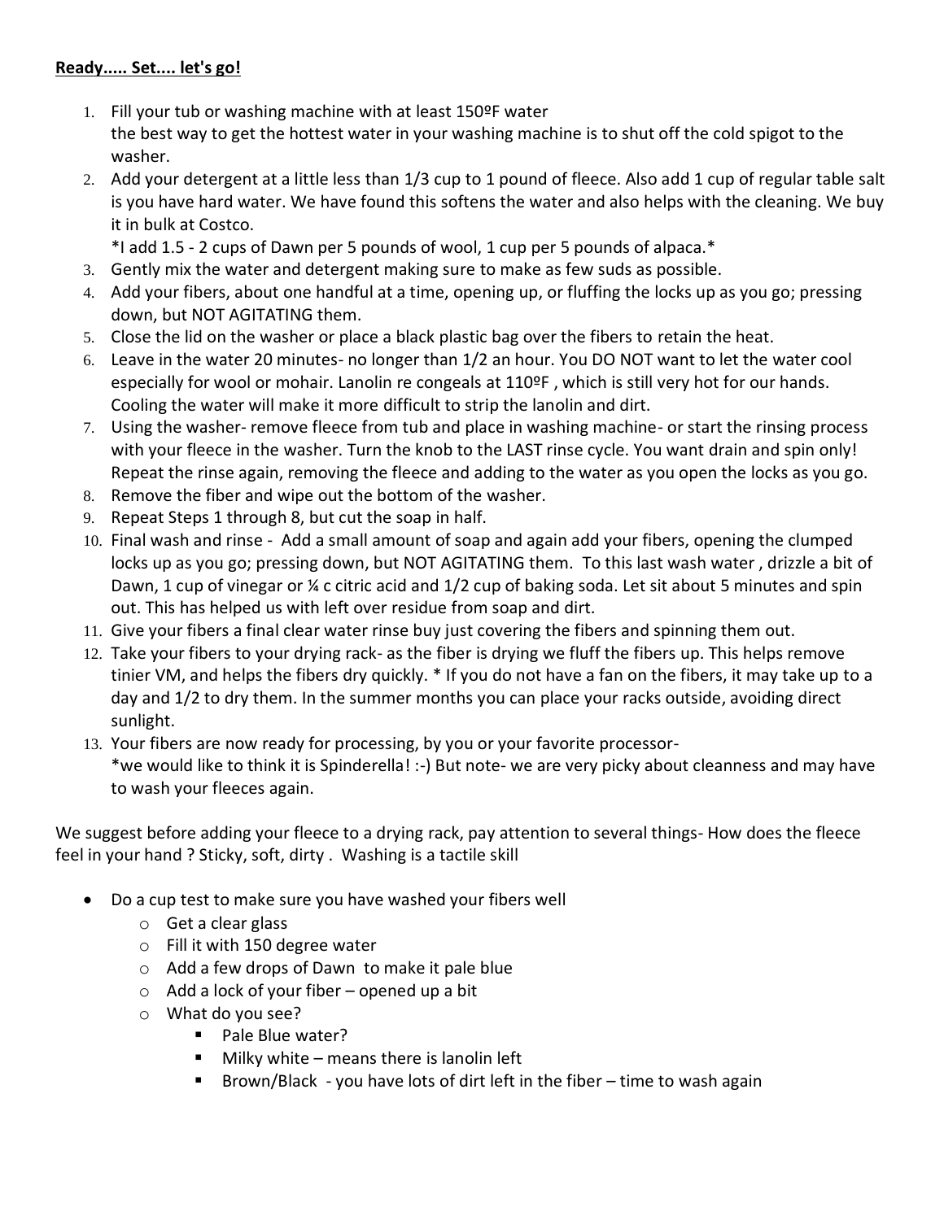**Ready..... Set.... let's go!**

1. Fill your tub or washing machine with at least 150ºF water
   the best way to get the hottest water in your washing machine is to shut off the cold spigot to the washer.
2. Add your detergent at a little less than 1/3 cup to 1 pound of fleece. Also add 1 cup of regular table salt is you have hard water. We have found this softens the water and also helps with the cleaning. We buy it in bulk at Costco.
   *I add 1.5 - 2 cups of Dawn per 5 pounds of wool, 1 cup per 5 pounds of alpaca.*
3. Gently mix the water and detergent making sure to make as few suds as possible.
4. Add your fibers, about one handful at a time, opening up, or fluffing the locks up as you go; pressing down, but NOT AGITATING them.
5. Close the lid on the washer or place a black plastic bag over the fibers to retain the heat.
6. Leave in the water 20 minutes- no longer than 1/2 an hour. You DO NOT want to let the water cool especially for wool or mohair. Lanolin re congeals at 110ºF , which is still very hot for our hands. Cooling the water will make it more difficult to strip the lanolin and dirt.
7. Using the washer- remove fleece from tub and place in washing machine- or start the rinsing process with your fleece in the washer. Turn the knob to the LAST rinse cycle. You want drain and spin only! Repeat the rinse again, removing the fleece and adding to the water as you open the locks as you go.
8. Remove the fiber and wipe out the bottom of the washer.
9. Repeat Steps 1 through 8, but cut the soap in half.
10. Final wash and rinse - Add a small amount of soap and again add your fibers, opening the clumped locks up as you go; pressing down, but NOT AGITATING them. To this last wash water , drizzle a bit of Dawn, 1 cup of vinegar or ¼ c citric acid and 1/2 cup of baking soda. Let sit about 5 minutes and spin out. This has helped us with left over residue from soap and dirt.
11. Give your fibers a final clear water rinse buy just covering the fibers and spinning them out.
12. Take your fibers to your drying rack- as the fiber is drying we fluff the fibers up. This helps remove tinier VM, and helps the fibers dry quickly. * If you do not have a fan on the fibers, it may take up to a day and 1/2 to dry them. In the summer months you can place your racks outside, avoiding direct sunlight.
13. Your fibers are now ready for processing, by you or your favorite processor-
    *we would like to think it is Spinderella! :-) But note- we are very picky about cleanness and may have to wash your fleeces again.

We suggest before adding your fleece to a drying rack, pay attention to several things- How does the fleece feel in your hand ? Sticky, soft, dirty . Washing is a tactile skill

- Do a cup test to make sure you have washed your fibers well
  - Get a clear glass
  - Fill it with 150 degree water
  - Add a few drops of Dawn to make it pale blue
  - Add a lock of your fiber – opened up a bit
  - What do you see?
    - Pale Blue water?
    - Milky white – means there is lanolin left
    - Brown/Black - you have lots of dirt left in the fiber – time to wash again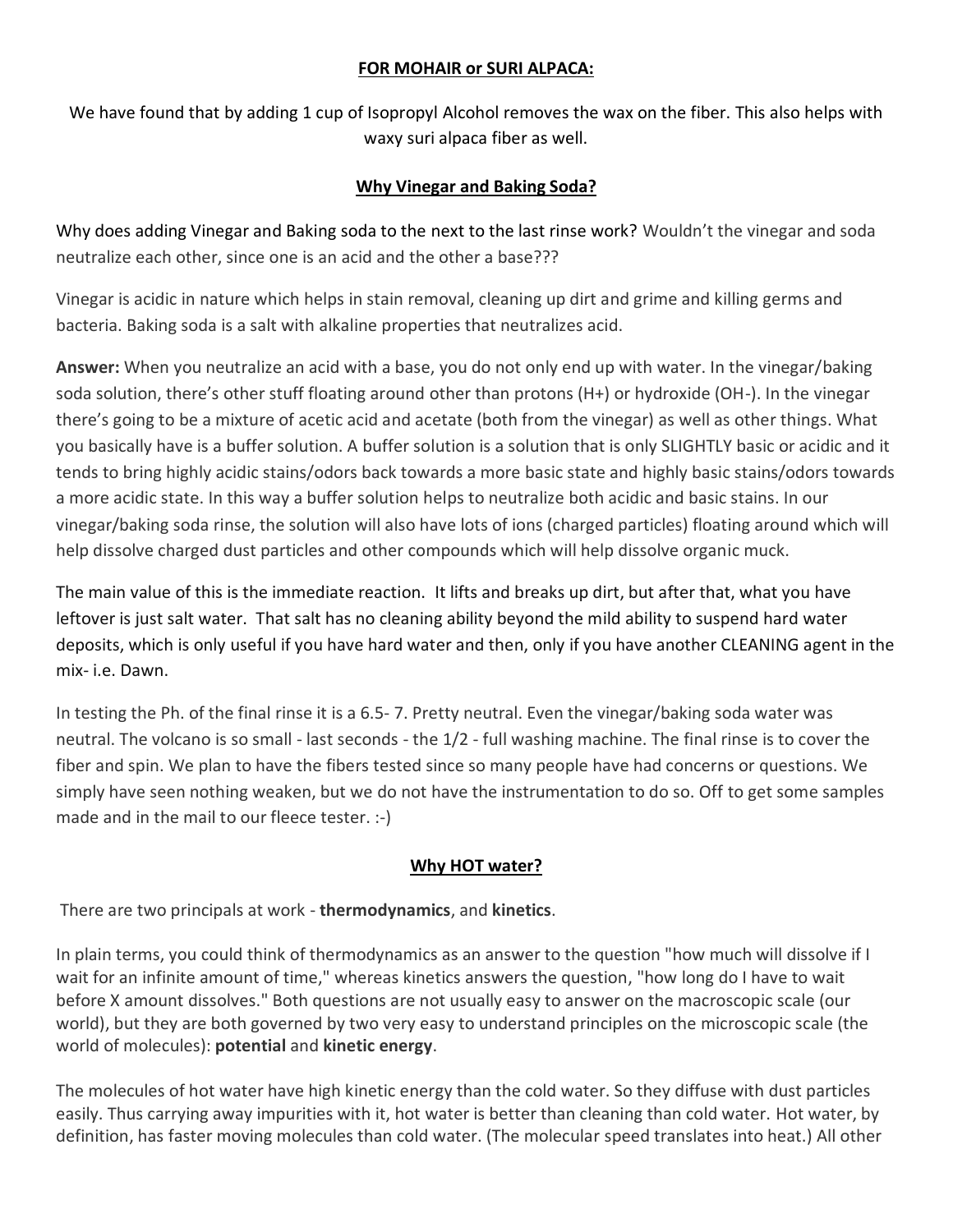**FOR MOHAIR or SURI ALPACA:**

We have found that by adding 1 cup of Isopropyl Alcohol removes the wax on the fiber. This also helps with waxy suri alpaca fiber as well.

**Why Vinegar and Baking Soda?**

Why does adding Vinegar and Baking soda to the next to the last rinse work? Wouldn't the vinegar and soda neutralize each other, since one is an acid and the other a base???

Vinegar is acidic in nature which helps in stain removal, cleaning up dirt and grime and killing germs and bacteria. Baking soda is a salt with alkaline properties that neutralizes acid.

**Answer:** When you neutralize an acid with a base, you do not only end up with water. In the vinegar/baking soda solution, there's other stuff floating around other than protons (H+) or hydroxide (OH-). In the vinegar there's going to be a mixture of acetic acid and acetate (both from the vinegar) as well as other things. What you basically have is a buffer solution. A buffer solution is a solution that is only SLIGHTLY basic or acidic and it tends to bring highly acidic stains/odors back towards a more basic state and highly basic stains/odors towards a more acidic state. In this way a buffer solution helps to neutralize both acidic and basic stains. In our vinegar/baking soda rinse, the solution will also have lots of ions (charged particles) floating around which will help dissolve charged dust particles and other compounds which will help dissolve organic muck.

The main value of this is the immediate reaction. It lifts and breaks up dirt, but after that, what you have leftover is just salt water. That salt has no cleaning ability beyond the mild ability to suspend hard water deposits, which is only useful if you have hard water and then, only if you have another CLEANING agent in the mix- i.e. Dawn.

In testing the Ph. of the final rinse it is a 6.5- 7. Pretty neutral. Even the vinegar/baking soda water was neutral. The volcano is so small - last seconds - the 1/2 - full washing machine. The final rinse is to cover the fiber and spin. We plan to have the fibers tested since so many people have had concerns or questions. We simply have seen nothing weaken, but we do not have the instrumentation to do so. Off to get some samples made and in the mail to our fleece tester. :-)

**Why HOT water?**

There are two principals at work - **thermodynamics**, and **kinetics**.

In plain terms, you could think of thermodynamics as an answer to the question "how much will dissolve if I wait for an infinite amount of time," whereas kinetics answers the question, "how long do I have to wait before X amount dissolves." Both questions are not usually easy to answer on the macroscopic scale (our world), but they are both governed by two very easy to understand principles on the microscopic scale (the world of molecules): **potential** and **kinetic energy**.

The molecules of hot water have high kinetic energy than the cold water. So they diffuse with dust particles easily. Thus carrying away impurities with it, hot water is better than cleaning than cold water. Hot water, by definition, has faster moving molecules than cold water. (The molecular speed translates into heat.) All other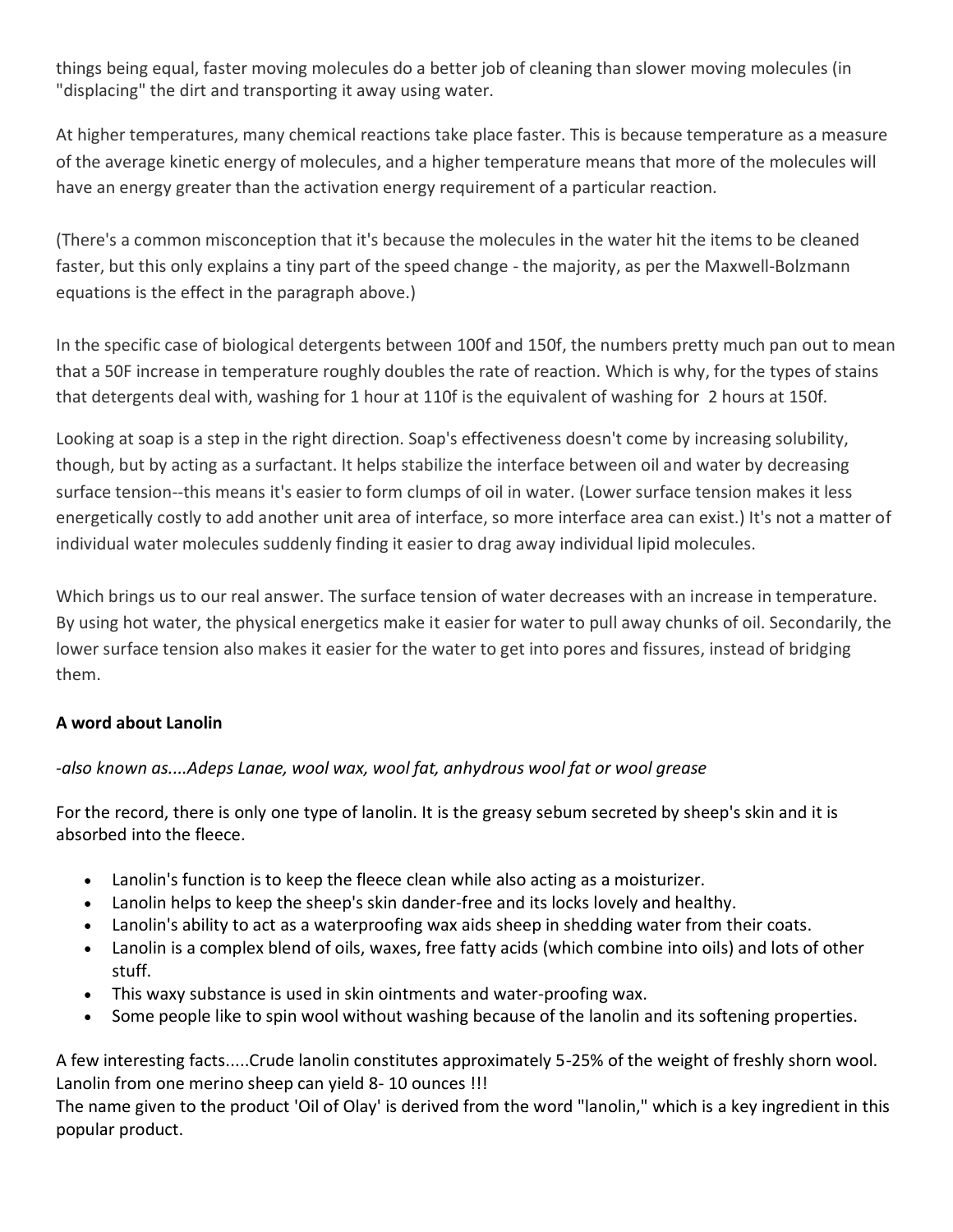things being equal, faster moving molecules do a better job of cleaning than slower moving molecules (in "displacing" the dirt and transporting it away using water.

At higher temperatures, many chemical reactions take place faster. This is because temperature as a measure of the average kinetic energy of molecules, and a higher temperature means that more of the molecules will have an energy greater than the activation energy requirement of a particular reaction.

(There's a common misconception that it's because the molecules in the water hit the items to be cleaned faster, but this only explains a tiny part of the speed change - the majority, as per the Maxwell-Bolzmann equations is the effect in the paragraph above.)

In the specific case of biological detergents between 100f and 150f, the numbers pretty much pan out to mean that a 50F increase in temperature roughly doubles the rate of reaction. Which is why, for the types of stains that detergents deal with, washing for 1 hour at 110f is the equivalent of washing for 2 hours at 150f.

Looking at soap is a step in the right direction. Soap's effectiveness doesn't come by increasing solubility, though, but by acting as a surfactant. It helps stabilize the interface between oil and water by decreasing surface tension--this means it's easier to form clumps of oil in water. (Lower surface tension makes it less energetically costly to add another unit area of interface, so more interface area can exist.) It's not a matter of individual water molecules suddenly finding it easier to drag away individual lipid molecules.

Which brings us to our real answer. The surface tension of water decreases with an increase in temperature. By using hot water, the physical energetics make it easier for water to pull away chunks of oil. Secondarily, the lower surface tension also makes it easier for the water to get into pores and fissures, instead of bridging them.

**A word about Lanolin**

*-also known as....Adeps Lanae, wool wax, wool fat, anhydrous wool fat or wool grease*

For the record, there is only one type of lanolin. It is the greasy sebum secreted by sheep's skin and it is absorbed into the fleece.

- Lanolin's function is to keep the fleece clean while also acting as a moisturizer.
- Lanolin helps to keep the sheep's skin dander-free and its locks lovely and healthy.
- Lanolin's ability to act as a waterproofing wax aids sheep in shedding water from their coats.
- Lanolin is a complex blend of oils, waxes, free fatty acids (which combine into oils) and lots of other stuff.
- This waxy substance is used in skin ointments and water-proofing wax.
- Some people like to spin wool without washing because of the lanolin and its softening properties.

A few interesting facts.....Crude lanolin constitutes approximately 5-25% of the weight of freshly shorn wool. Lanolin from one merino sheep can yield 8- 10 ounces !!!
The name given to the product 'Oil of Olay' is derived from the word "lanolin," which is a key ingredient in this popular product.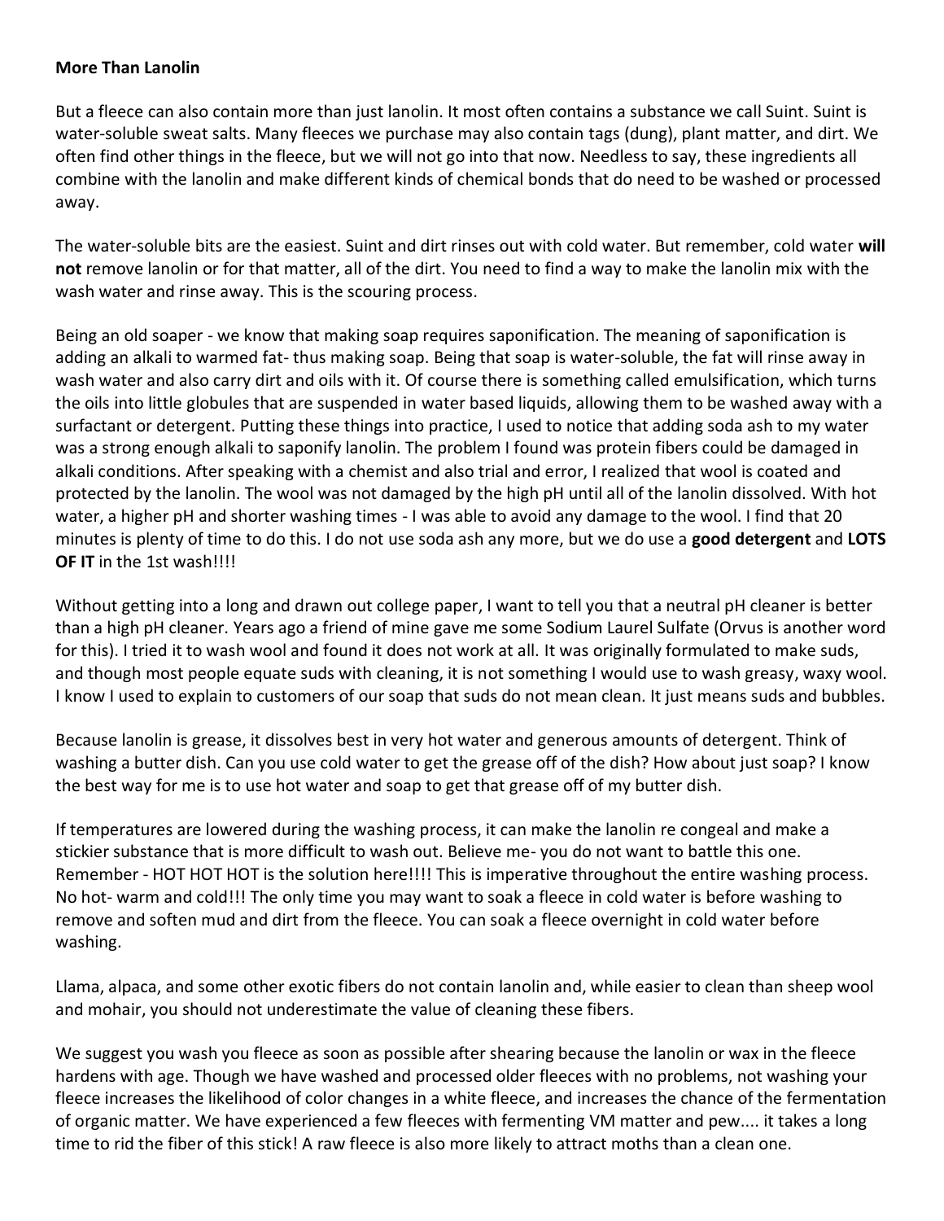**More Than Lanolin**

But a fleece can also contain more than just lanolin. It most often contains a substance we call Suint. Suint is water-soluble sweat salts. Many fleeces we purchase may also contain tags (dung), plant matter, and dirt. We often find other things in the fleece, but we will not go into that now. Needless to say, these ingredients all combine with the lanolin and make different kinds of chemical bonds that do need to be washed or processed away.

The water-soluble bits are the easiest. Suint and dirt rinses out with cold water. But remember, cold water **will not** remove lanolin or for that matter, all of the dirt. You need to find a way to make the lanolin mix with the wash water and rinse away. This is the scouring process.

Being an old soaper - we know that making soap requires saponification. The meaning of saponification is adding an alkali to warmed fat- thus making soap. Being that soap is water-soluble, the fat will rinse away in wash water and also carry dirt and oils with it. Of course there is something called emulsification, which turns the oils into little globules that are suspended in water based liquids, allowing them to be washed away with a surfactant or detergent. Putting these things into practice, I used to notice that adding soda ash to my water was a strong enough alkali to saponify lanolin. The problem I found was protein fibers could be damaged in alkali conditions. After speaking with a chemist and also trial and error, I realized that wool is coated and protected by the lanolin. The wool was not damaged by the high pH until all of the lanolin dissolved. With hot water, a higher pH and shorter washing times - I was able to avoid any damage to the wool. I find that 20 minutes is plenty of time to do this. I do not use soda ash any more, but we do use a **good detergent** and **LOTS OF IT** in the 1st wash!!!!

Without getting into a long and drawn out college paper, I want to tell you that a neutral pH cleaner is better than a high pH cleaner. Years ago a friend of mine gave me some Sodium Laurel Sulfate (Orvus is another word for this). I tried it to wash wool and found it does not work at all. It was originally formulated to make suds, and though most people equate suds with cleaning, it is not something I would use to wash greasy, waxy wool. I know I used to explain to customers of our soap that suds do not mean clean. It just means suds and bubbles.

Because lanolin is grease, it dissolves best in very hot water and generous amounts of detergent. Think of washing a butter dish. Can you use cold water to get the grease off of the dish? How about just soap? I know the best way for me is to use hot water and soap to get that grease off of my butter dish.

If temperatures are lowered during the washing process, it can make the lanolin re congeal and make a stickier substance that is more difficult to wash out. Believe me- you do not want to battle this one. Remember - HOT HOT HOT is the solution here!!!! This is imperative throughout the entire washing process. No hot- warm and cold!!! The only time you may want to soak a fleece in cold water is before washing to remove and soften mud and dirt from the fleece. You can soak a fleece overnight in cold water before washing.

Llama, alpaca, and some other exotic fibers do not contain lanolin and, while easier to clean than sheep wool and mohair, you should not underestimate the value of cleaning these fibers.

We suggest you wash you fleece as soon as possible after shearing because the lanolin or wax in the fleece hardens with age. Though we have washed and processed older fleeces with no problems, not washing your fleece increases the likelihood of color changes in a white fleece, and increases the chance of the fermentation of organic matter. We have experienced a few fleeces with fermenting VM matter and pew.... it takes a long time to rid the fiber of this stick! A raw fleece is also more likely to attract moths than a clean one.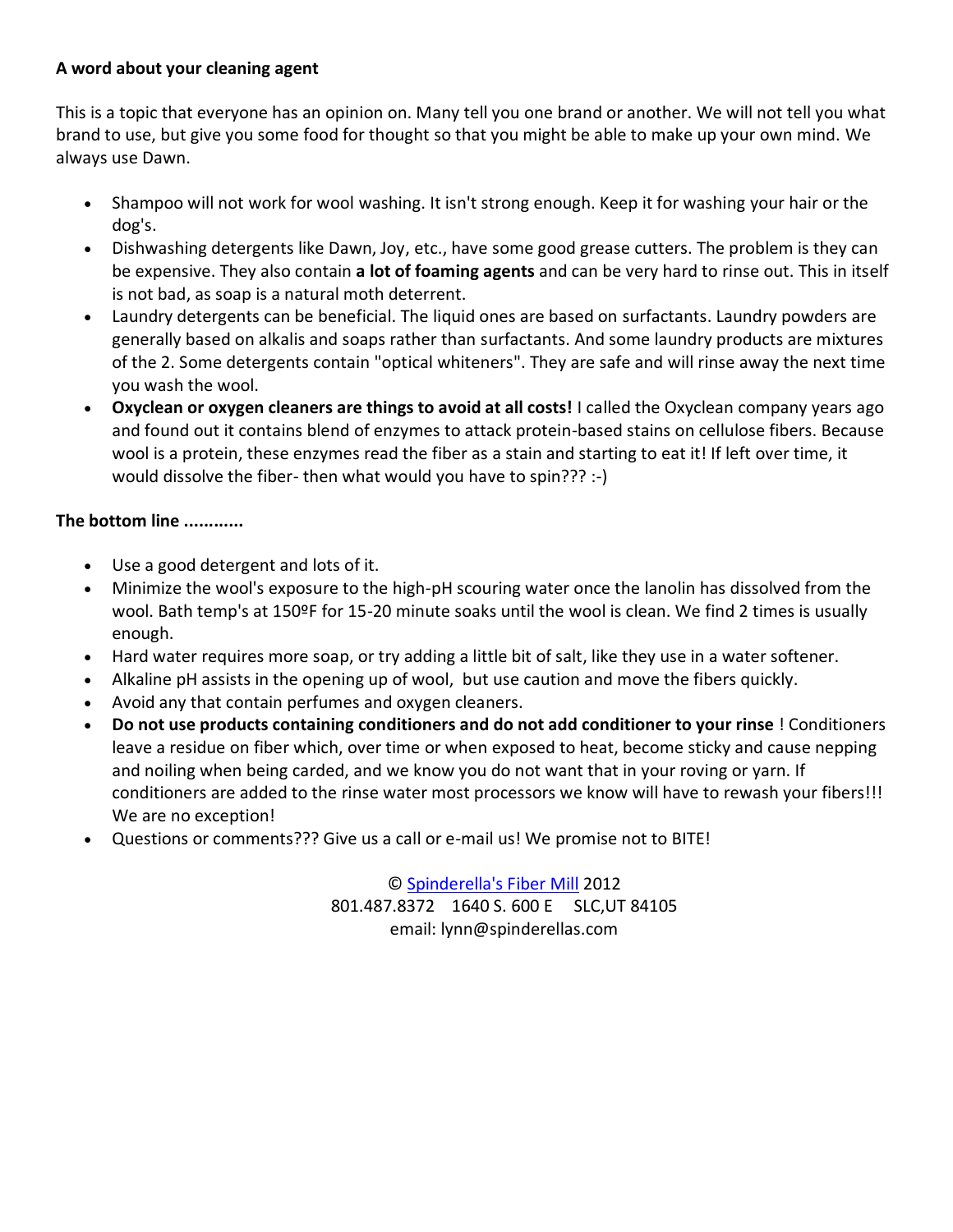**A word about your cleaning agent**

This is a topic that everyone has an opinion on. Many tell you one brand or another. We will not tell you what brand to use, but give you some food for thought so that you might be able to make up your own mind. We always use Dawn.

- Shampoo will not work for wool washing. It isn't strong enough. Keep it for washing your hair or the dog's.
- Dishwashing detergents like Dawn, Joy, etc., have some good grease cutters. The problem is they can be expensive. They also contain **a lot of foaming agents** and can be very hard to rinse out. This in itself is not bad, as soap is a natural moth deterrent.
- Laundry detergents can be beneficial. The liquid ones are based on surfactants. Laundry powders are generally based on alkalis and soaps rather than surfactants. And some laundry products are mixtures of the 2. Some detergents contain "optical whiteners". They are safe and will rinse away the next time you wash the wool.
- **Oxyclean or oxygen cleaners are things to avoid at all costs!** I called the Oxyclean company years ago and found out it contains blend of enzymes to attack protein-based stains on cellulose fibers. Because wool is a protein, these enzymes read the fiber as a stain and starting to eat it! If left over time, it would dissolve the fiber- then what would you have to spin??? :-)

**The bottom line ............**

- Use a good detergent and lots of it.
- Minimize the wool's exposure to the high-pH scouring water once the lanolin has dissolved from the wool. Bath temp's at 150ºF for 15-20 minute soaks until the wool is clean. We find 2 times is usually enough.
- Hard water requires more soap, or try adding a little bit of salt, like they use in a water softener.
- Alkaline pH assists in the opening up of wool, but use caution and move the fibers quickly.
- Avoid any that contain perfumes and oxygen cleaners.
- **Do not use products containing conditioners and do not add conditioner to your rinse** ! Conditioners leave a residue on fiber which, over time or when exposed to heat, become sticky and cause nepping and noiling when being carded, and we know you do not want that in your roving or yarn. If conditioners are added to the rinse water most processors we know will have to rewash your fibers!!! We are no exception!
- Questions or comments??? Give us a call or e-mail us! We promise not to BITE!

© Spinderella's Fiber Mill 2012
801.487.8372 1640 S. 600 E SLC,UT 84105
email: lynn@spinderellas.com